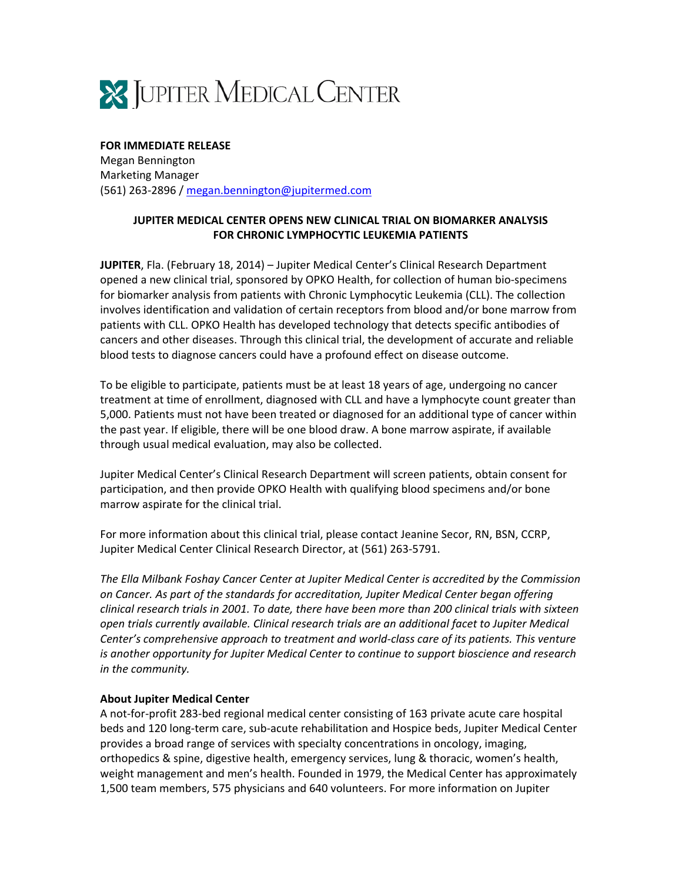# JUPITER MEDICAL CENTER

**FOR IMMEDIATE RELEASE**
Megan Bennington
Marketing Manager
(561) 263-2896 / megan.bennington@jupitermed.com

## JUPITER MEDICAL CENTER OPENS NEW CLINICAL TRIAL ON BIOMARKER ANALYSIS FOR CHRONIC LYMPHOCYTIC LEUKEMIA PATIENTS

**JUPITER**, Fla. (February 18, 2014) – Jupiter Medical Center's Clinical Research Department opened a new clinical trial, sponsored by OPKO Health, for collection of human bio-specimens for biomarker analysis from patients with Chronic Lymphocytic Leukemia (CLL). The collection involves identification and validation of certain receptors from blood and/or bone marrow from patients with CLL. OPKO Health has developed technology that detects specific antibodies of cancers and other diseases. Through this clinical trial, the development of accurate and reliable blood tests to diagnose cancers could have a profound effect on disease outcome.

To be eligible to participate, patients must be at least 18 years of age, undergoing no cancer treatment at time of enrollment, diagnosed with CLL and have a lymphocyte count greater than 5,000. Patients must not have been treated or diagnosed for an additional type of cancer within the past year. If eligible, there will be one blood draw. A bone marrow aspirate, if available through usual medical evaluation, may also be collected.

Jupiter Medical Center's Clinical Research Department will screen patients, obtain consent for participation, and then provide OPKO Health with qualifying blood specimens and/or bone marrow aspirate for the clinical trial.

For more information about this clinical trial, please contact Jeanine Secor, RN, BSN, CCRP, Jupiter Medical Center Clinical Research Director, at (561) 263-5791.

*The Ella Milbank Foshay Cancer Center at Jupiter Medical Center is accredited by the Commission on Cancer. As part of the standards for accreditation, Jupiter Medical Center began offering clinical research trials in 2001. To date, there have been more than 200 clinical trials with sixteen open trials currently available. Clinical research trials are an additional facet to Jupiter Medical Center's comprehensive approach to treatment and world-class care of its patients. This venture is another opportunity for Jupiter Medical Center to continue to support bioscience and research in the community.*

**About Jupiter Medical Center**

A not-for-profit 283-bed regional medical center consisting of 163 private acute care hospital beds and 120 long-term care, sub-acute rehabilitation and Hospice beds, Jupiter Medical Center provides a broad range of services with specialty concentrations in oncology, imaging, orthopedics & spine, digestive health, emergency services, lung & thoracic, women's health, weight management and men's health. Founded in 1979, the Medical Center has approximately 1,500 team members, 575 physicians and 640 volunteers. For more information on Jupiter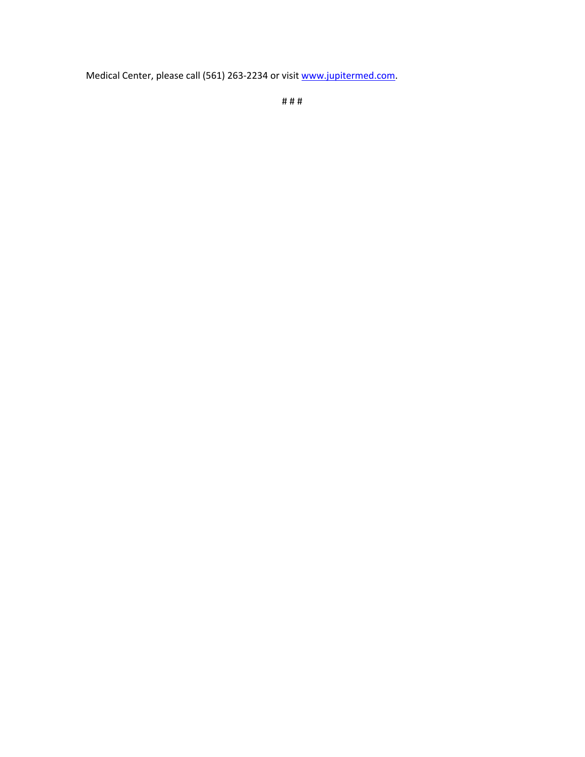Medical Center, please call (561) 263-2234 or visit www.jupitermed.com.

# # #